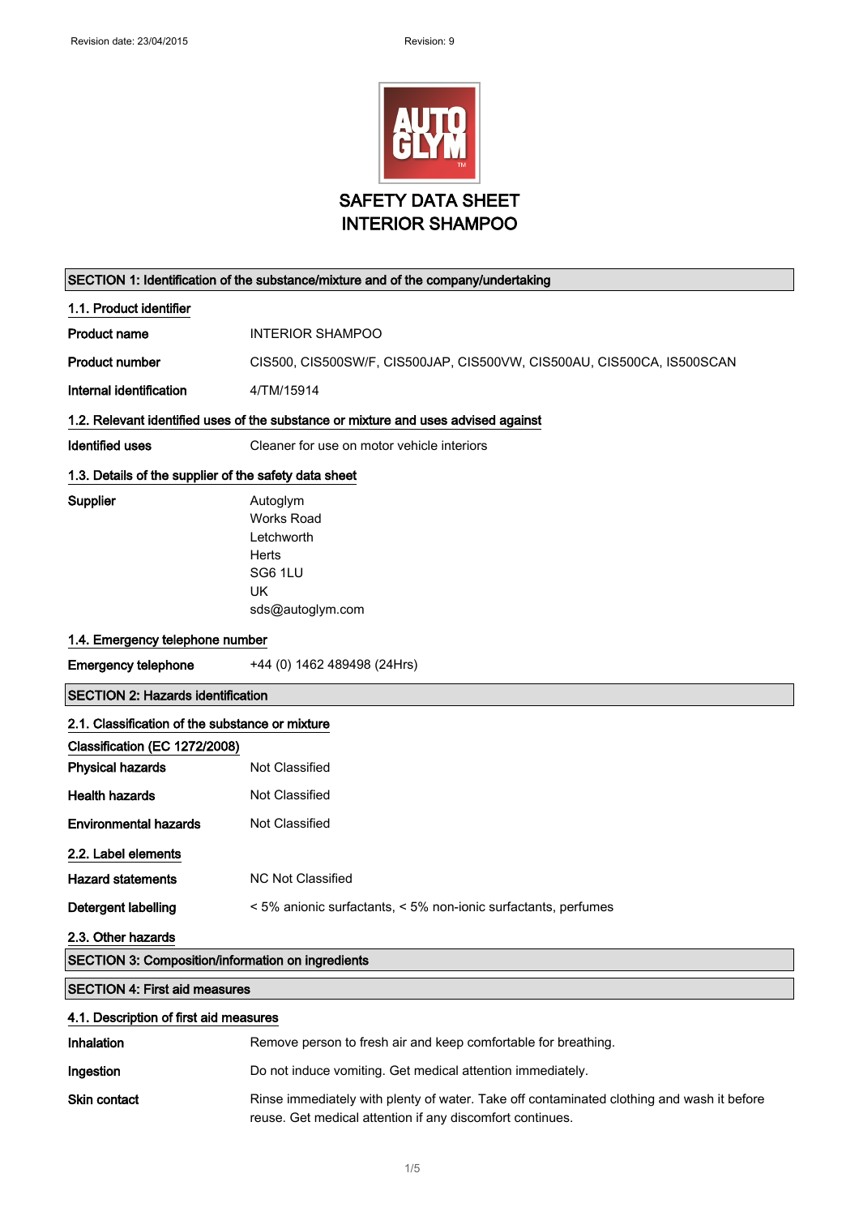Revision date: 23/04/2015 Revision: 9

# SAFETY DATA SHEET
# INTERIOR SHAMPOO

## SECTION 1: Identification of the substance/mixture and of the company/undertaking

### 1.1. Product identifier

| | |
|---|---|
| **Product name** | INTERIOR SHAMPOO |
| **Product number** | CIS500, CIS500SW/F, CIS500JAP, CIS500VW, CIS500AU, CIS500CA, IS500SCAN |
| **Internal identification** | 4/TM/15914 |

### 1.2. Relevant identified uses of the substance or mixture and uses advised against

| | |
|---|---|
| **Identified uses** | Cleaner for use on motor vehicle interiors |

### 1.3. Details of the supplier of the safety data sheet

**Supplier**

Autoglym
Works Road
Letchworth
Herts
SG6 1LU
UK
sds@autoglym.com

### 1.4. Emergency telephone number

| | |
|---|---|
| **Emergency telephone** | +44 (0) 1462 489498 (24Hrs) |

## SECTION 2: Hazards identification

### 2.1. Classification of the substance or mixture

**Classification (EC 1272/2008)**

| | |
|---|---|
| **Physical hazards** | Not Classified |
| **Health hazards** | Not Classified |
| **Environmental hazards** | Not Classified |

### 2.2. Label elements

| | |
|---|---|
| **Hazard statements** | NC Not Classified |
| **Detergent labelling** | < 5% anionic surfactants, < 5% non-ionic surfactants, perfumes |

### 2.3. Other hazards

## SECTION 3: Composition/information on ingredients

## SECTION 4: First aid measures

### 4.1. Description of first aid measures

| | |
|---|---|
| **Inhalation** | Remove person to fresh air and keep comfortable for breathing. |
| **Ingestion** | Do not induce vomiting. Get medical attention immediately. |
| **Skin contact** | Rinse immediately with plenty of water. Take off contaminated clothing and wash it before reuse. Get medical attention if any discomfort continues. |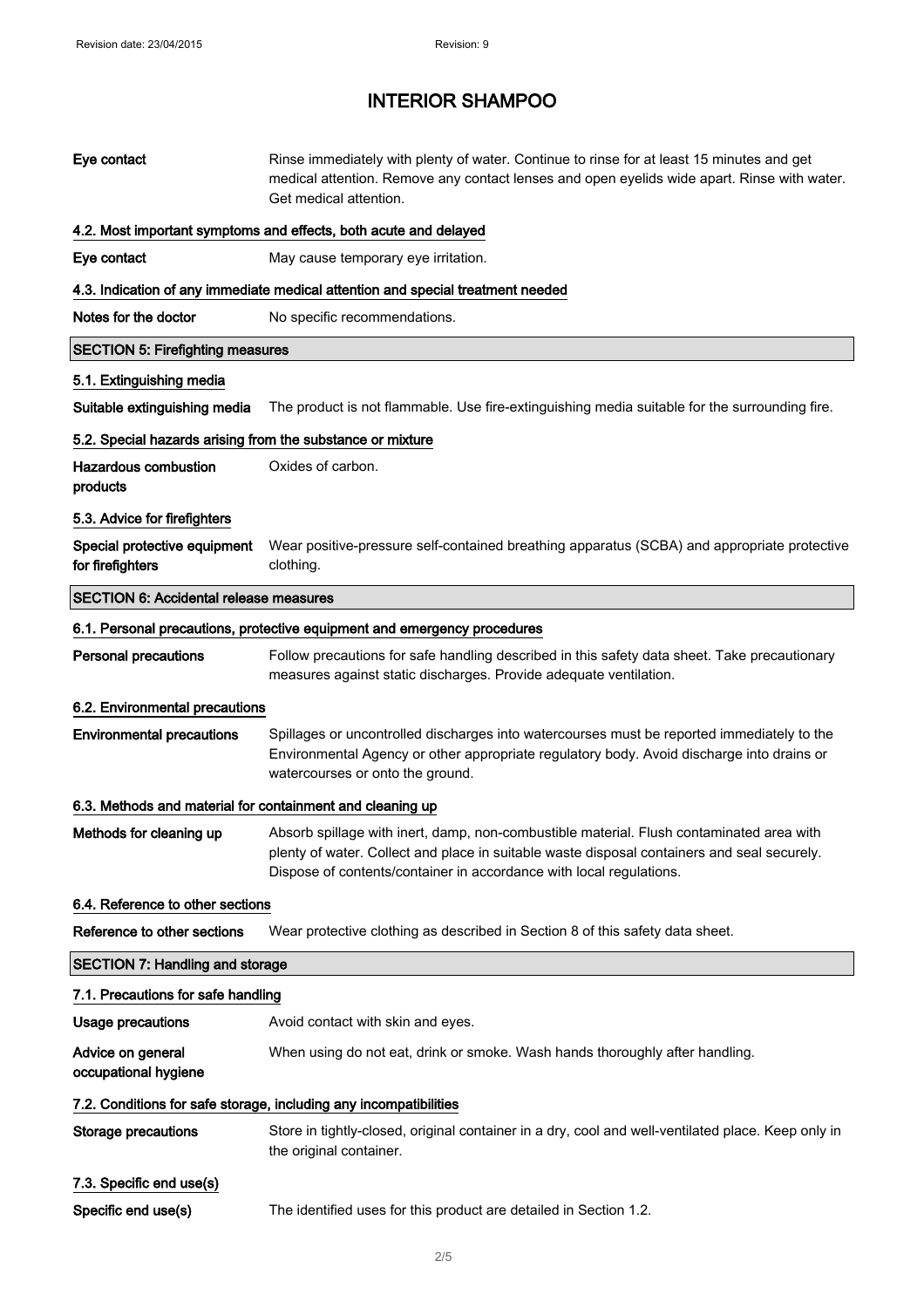| | |
|---|---|
| **Eye contact** | Rinse immediately with plenty of water. Continue to rinse for at least 15 minutes and get medical attention. Remove any contact lenses and open eyelids wide apart. Rinse with water. Get medical attention. |

### 4.2. Most important symptoms and effects, both acute and delayed

| | |
|---|---|
| **Eye contact** | May cause temporary eye irritation. |

### 4.3. Indication of any immediate medical attention and special treatment needed

| | |
|---|---|
| **Notes for the doctor** | No specific recommendations. |

## SECTION 5: Firefighting measures

### 5.1. Extinguishing media

| | |
|---|---|
| **Suitable extinguishing media** | The product is not flammable. Use fire-extinguishing media suitable for the surrounding fire. |

### 5.2. Special hazards arising from the substance or mixture

| | |
|---|---|
| **Hazardous combustion products** | Oxides of carbon. |

### 5.3. Advice for firefighters

| | |
|---|---|
| **Special protective equipment for firefighters** | Wear positive-pressure self-contained breathing apparatus (SCBA) and appropriate protective clothing. |

## SECTION 6: Accidental release measures

### 6.1. Personal precautions, protective equipment and emergency procedures

| | |
|---|---|
| **Personal precautions** | Follow precautions for safe handling described in this safety data sheet. Take precautionary measures against static discharges. Provide adequate ventilation. |

### 6.2. Environmental precautions

| | |
|---|---|
| **Environmental precautions** | Spillages or uncontrolled discharges into watercourses must be reported immediately to the Environmental Agency or other appropriate regulatory body. Avoid discharge into drains or watercourses or onto the ground. |

### 6.3. Methods and material for containment and cleaning up

| | |
|---|---|
| **Methods for cleaning up** | Absorb spillage with inert, damp, non-combustible material. Flush contaminated area with plenty of water. Collect and place in suitable waste disposal containers and seal securely. Dispose of contents/container in accordance with local regulations. |

### 6.4. Reference to other sections

| | |
|---|---|
| **Reference to other sections** | Wear protective clothing as described in Section 8 of this safety data sheet. |

## SECTION 7: Handling and storage

### 7.1. Precautions for safe handling

| | |
|---|---|
| **Usage precautions** | Avoid contact with skin and eyes. |
| **Advice on general occupational hygiene** | When using do not eat, drink or smoke. Wash hands thoroughly after handling. |

### 7.2. Conditions for safe storage, including any incompatibilities

| | |
|---|---|
| **Storage precautions** | Store in tightly-closed, original container in a dry, cool and well-ventilated place. Keep only in the original container. |

### 7.3. Specific end use(s)

| | |
|---|---|
| **Specific end use(s)** | The identified uses for this product are detailed in Section 1.2. |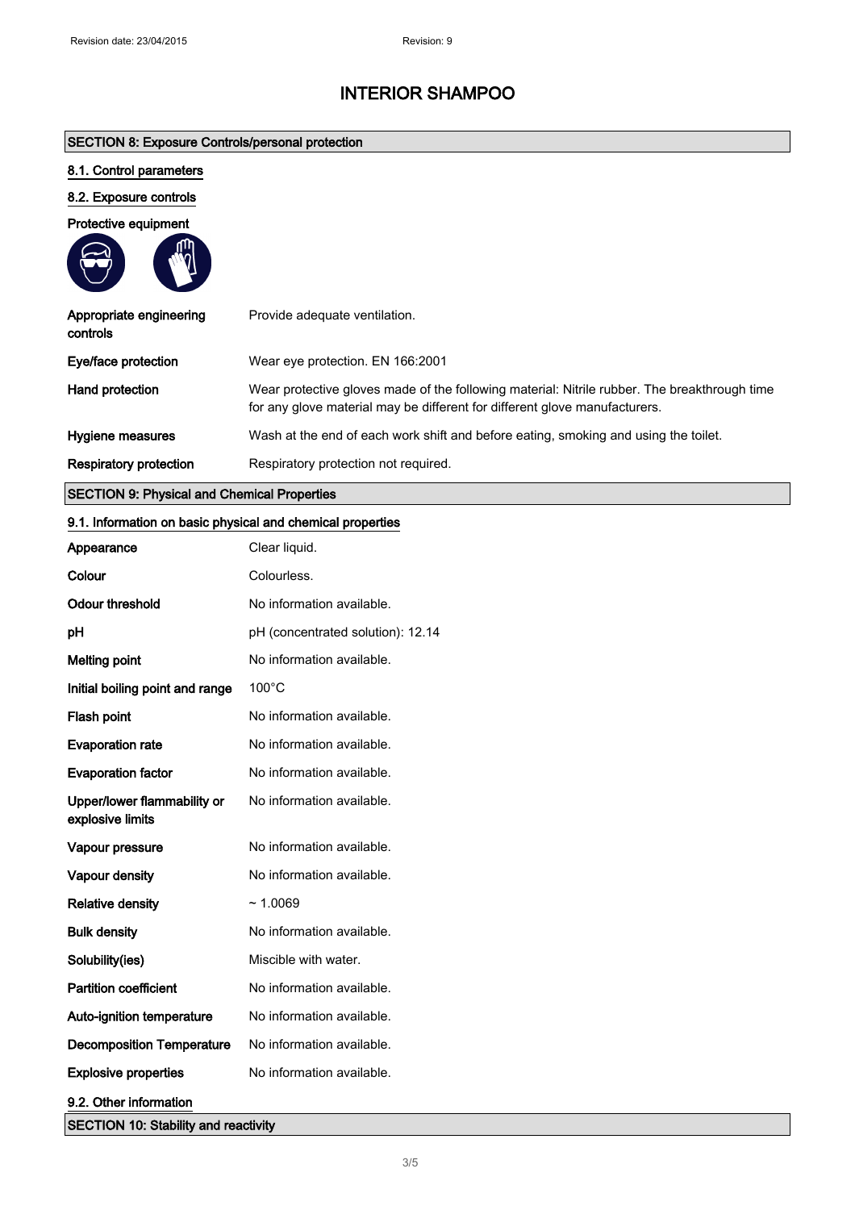# INTERIOR SHAMPOO

## SECTION 8: Exposure Controls/personal protection

### 8.1. Control parameters

### 8.2. Exposure controls

**Protective equipment**

| | |
|---|---|
| **Appropriate engineering controls** | Provide adequate ventilation. |
| **Eye/face protection** | Wear eye protection. EN 166:2001 |
| **Hand protection** | Wear protective gloves made of the following material: Nitrile rubber. The breakthrough time for any glove material may be different for different glove manufacturers. |
| **Hygiene measures** | Wash at the end of each work shift and before eating, smoking and using the toilet. |
| **Respiratory protection** | Respiratory protection not required. |

## SECTION 9: Physical and Chemical Properties

### 9.1. Information on basic physical and chemical properties

| | |
|---|---|
| **Appearance** | Clear liquid. |
| **Colour** | Colourless. |
| **Odour threshold** | No information available. |
| **pH** | pH (concentrated solution): 12.14 |
| **Melting point** | No information available. |
| **Initial boiling point and range** | 100°C |
| **Flash point** | No information available. |
| **Evaporation rate** | No information available. |
| **Evaporation factor** | No information available. |
| **Upper/lower flammability or explosive limits** | No information available. |
| **Vapour pressure** | No information available. |
| **Vapour density** | No information available. |
| **Relative density** | ~ 1.0069 |
| **Bulk density** | No information available. |
| **Solubility(ies)** | Miscible with water. |
| **Partition coefficient** | No information available. |
| **Auto-ignition temperature** | No information available. |
| **Decomposition Temperature** | No information available. |
| **Explosive properties** | No information available. |

### 9.2. Other information

## SECTION 10: Stability and reactivity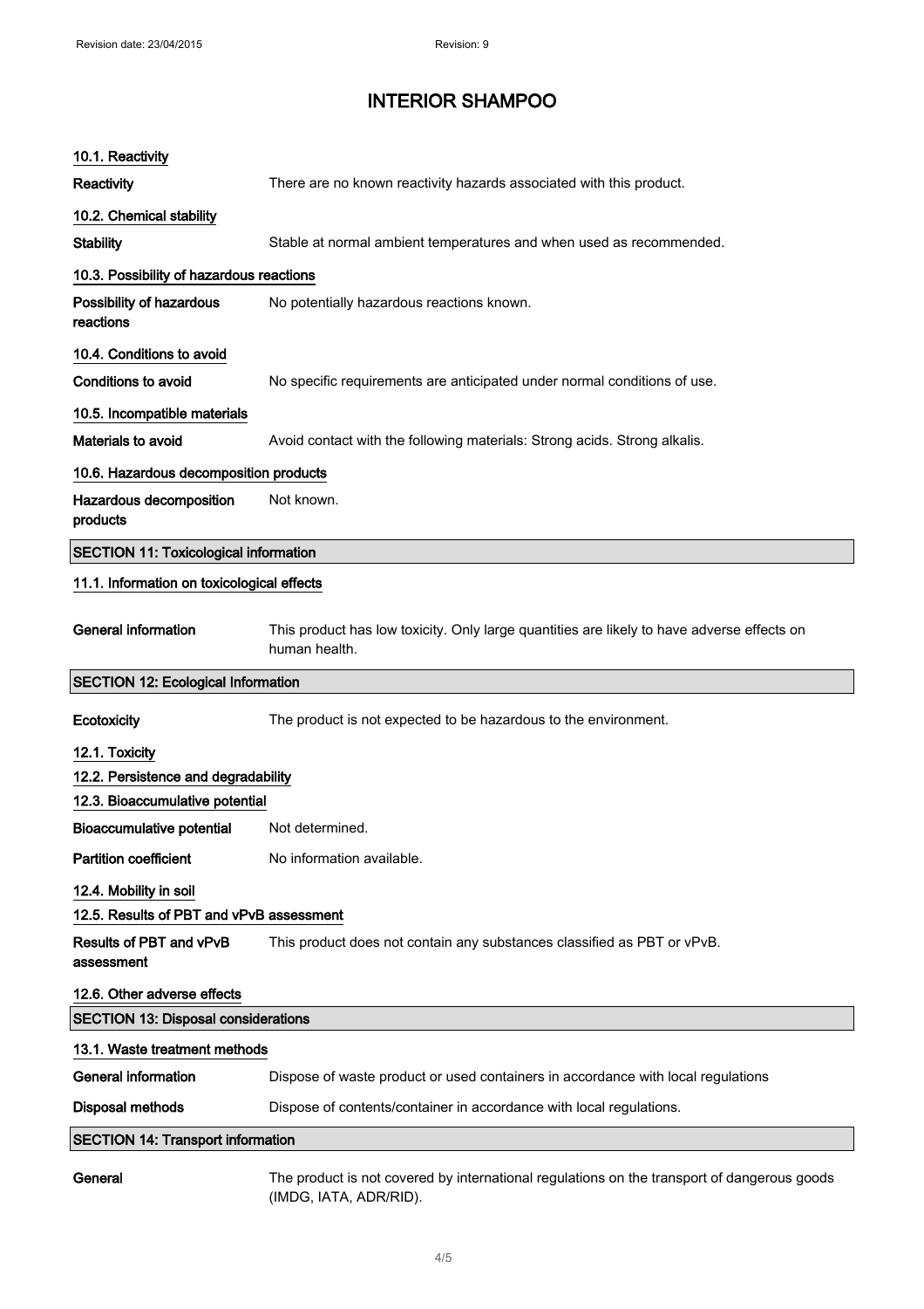# INTERIOR SHAMPOO

### 10.1. Reactivity

**Reactivity** There are no known reactivity hazards associated with this product.

### 10.2. Chemical stability

**Stability** Stable at normal ambient temperatures and when used as recommended.

### 10.3. Possibility of hazardous reactions

**Possibility of hazardous reactions** No potentially hazardous reactions known.

### 10.4. Conditions to avoid

**Conditions to avoid** No specific requirements are anticipated under normal conditions of use.

### 10.5. Incompatible materials

**Materials to avoid** Avoid contact with the following materials: Strong acids. Strong alkalis.

### 10.6. Hazardous decomposition products

**Hazardous decomposition products** Not known.

## SECTION 11: Toxicological information

### 11.1. Information on toxicological effects

**General information** This product has low toxicity. Only large quantities are likely to have adverse effects on human health.

## SECTION 12: Ecological Information

**Ecotoxicity** The product is not expected to be hazardous to the environment.

### 12.1. Toxicity

### 12.2. Persistence and degradability

### 12.3. Bioaccumulative potential

**Bioaccumulative potential** Not determined.

**Partition coefficient** No information available.

### 12.4. Mobility in soil

### 12.5. Results of PBT and vPvB assessment

**Results of PBT and vPvB assessment** This product does not contain any substances classified as PBT or vPvB.

### 12.6. Other adverse effects

## SECTION 13: Disposal considerations

### 13.1. Waste treatment methods

**General information** Dispose of waste product or used containers in accordance with local regulations

**Disposal methods** Dispose of contents/container in accordance with local regulations.

## SECTION 14: Transport information

**General** The product is not covered by international regulations on the transport of dangerous goods (IMDG, IATA, ADR/RID).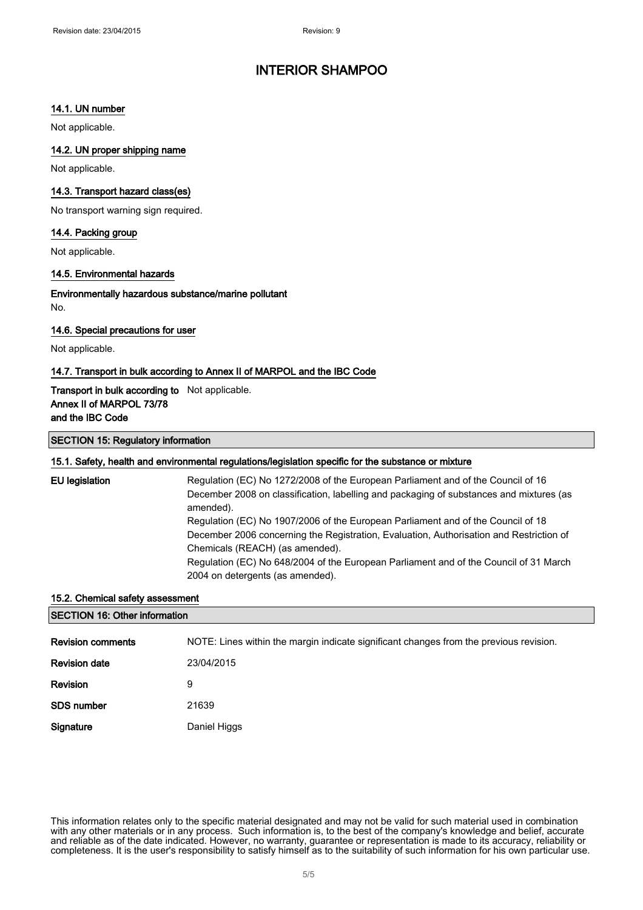# INTERIOR SHAMPOO

### 14.1. UN number

Not applicable.

### 14.2. UN proper shipping name

Not applicable.

### 14.3. Transport hazard class(es)

No transport warning sign required.

### 14.4. Packing group

Not applicable.

### 14.5. Environmental hazards

**Environmentally hazardous substance/marine pollutant**

No.

### 14.6. Special precautions for user

Not applicable.

### 14.7. Transport in bulk according to Annex II of MARPOL and the IBC Code

| | |
|---|---|
| **Transport in bulk according to Annex II of MARPOL 73/78 and the IBC Code** | Not applicable. |

## SECTION 15: Regulatory information

### 15.1. Safety, health and environmental regulations/legislation specific for the substance or mixture

| | |
|---|---|
| **EU legislation** | Regulation (EC) No 1272/2008 of the European Parliament and of the Council of 16 December 2008 on classification, labelling and packaging of substances and mixtures (as amended).<br>Regulation (EC) No 1907/2006 of the European Parliament and of the Council of 18 December 2006 concerning the Registration, Evaluation, Authorisation and Restriction of Chemicals (REACH) (as amended).<br>Regulation (EC) No 648/2004 of the European Parliament and of the Council of 31 March 2004 on detergents (as amended). |

### 15.2. Chemical safety assessment

## SECTION 16: Other information

| | |
|---|---|
| **Revision comments** | NOTE: Lines within the margin indicate significant changes from the previous revision. |
| **Revision date** | 23/04/2015 |
| **Revision** | 9 |
| **SDS number** | 21639 |
| **Signature** | Daniel Higgs |

This information relates only to the specific material designated and may not be valid for such material used in combination with any other materials or in any process. Such information is, to the best of the company's knowledge and belief, accurate and reliable as of the date indicated. However, no warranty, guarantee or representation is made to its accuracy, reliability or completeness. It is the user's responsibility to satisfy himself as to the suitability of such information for his own particular use.